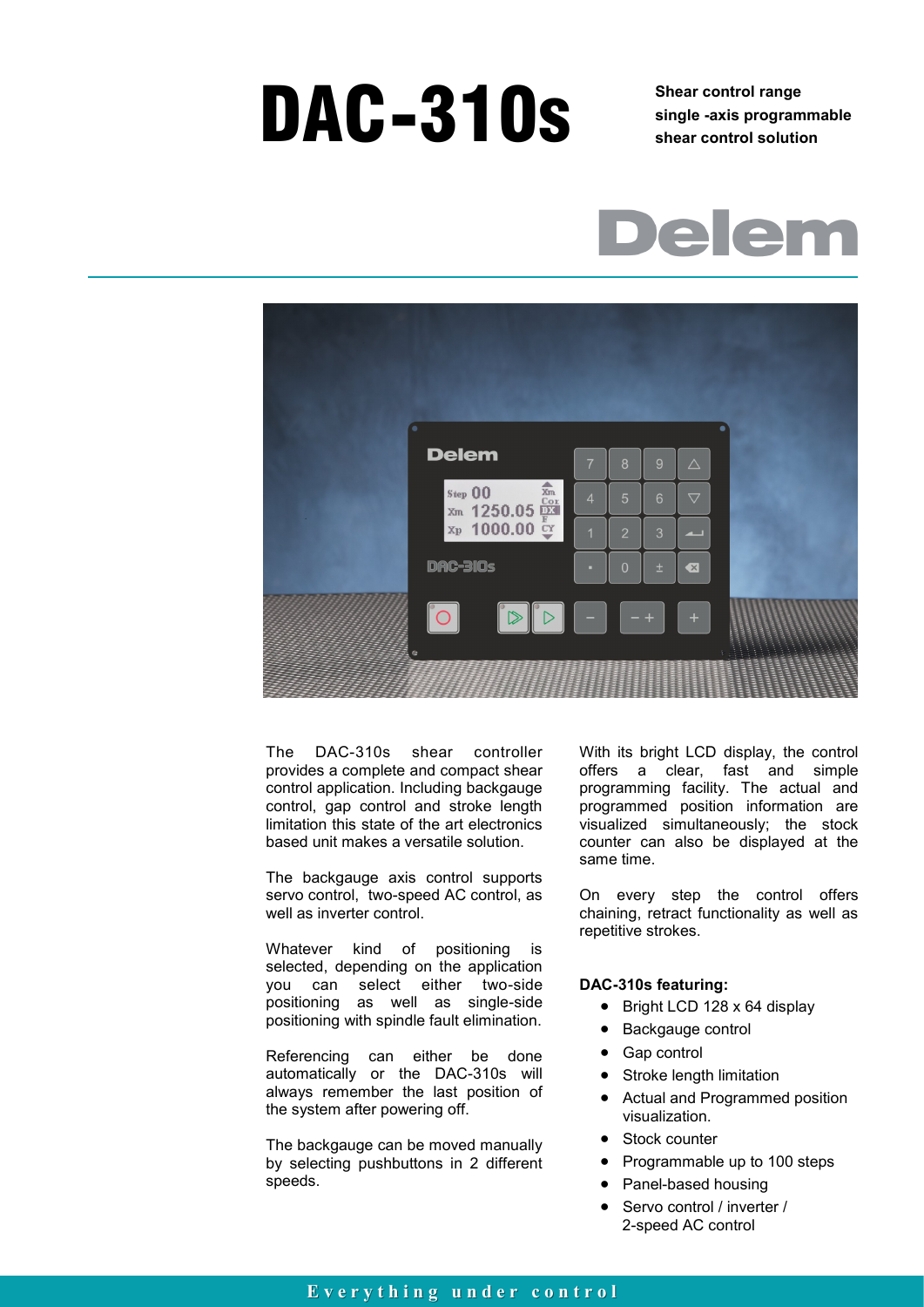# DAC-310s

**Shear control range**
**single -axis programmable**
**shear control solution**

Delem

The DAC-310s shear controller provides a complete and compact shear control application. Including backgauge control, gap control and stroke length limitation this state of the art electronics based unit makes a versatile solution.

The backgauge axis control supports servo control, two-speed AC control, as well as inverter control.

Whatever kind of positioning is selected, depending on the application you can select either two-side positioning as well as single-side positioning with spindle fault elimination.

Referencing can either be done automatically or the DAC-310s will always remember the last position of the system after powering off.

The backgauge can be moved manually by selecting pushbuttons in 2 different speeds.

With its bright LCD display, the control offers a clear, fast and simple programming facility. The actual and programmed position information are visualized simultaneously; the stock counter can also be displayed at the same time.

On every step the control offers chaining, retract functionality as well as repetitive strokes.

**DAC-310s featuring:**

- Bright LCD 128 x 64 display
- Backgauge control
- Gap control
- Stroke length limitation
- Actual and Programmed position visualization.
- Stock counter
- Programmable up to 100 steps
- Panel-based housing
- Servo control / inverter / 2-speed AC control

Everything under control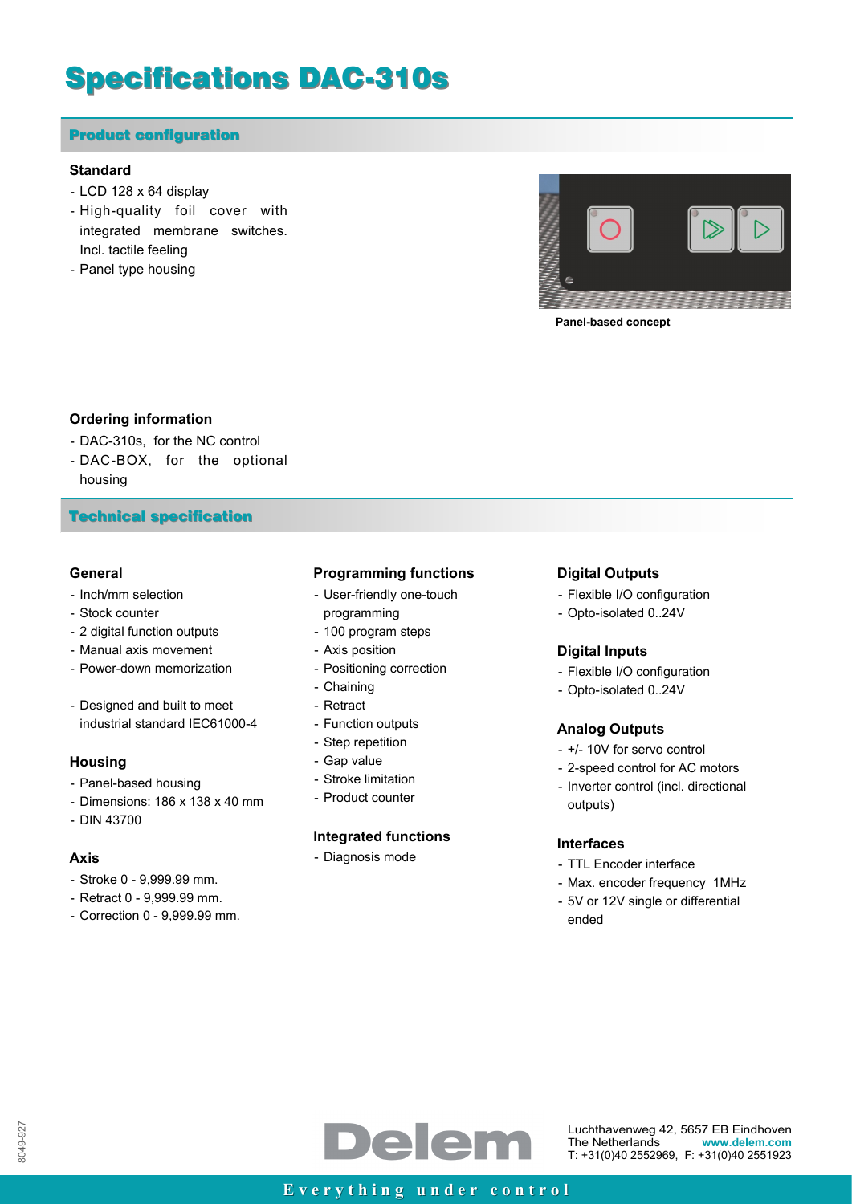# Specifications DAC-310s

## Product configuration

### Standard

- LCD 128 x 64 display
- High-quality foil cover with integrated membrane switches. Incl. tactile feeling
- Panel type housing

Panel-based concept

### Ordering information

- DAC-310s, for the NC control
- DAC-BOX, for the optional housing

## Technical specification

### General

- Inch/mm selection
- Stock counter
- 2 digital function outputs
- Manual axis movement
- Power-down memorization

- Designed and built to meet industrial standard IEC61000-4

### Housing

- Panel-based housing
- Dimensions: 186 x 138 x 40 mm
- DIN 43700

### Axis

- Stroke 0 - 9,999.99 mm.
- Retract 0 - 9,999.99 mm.
- Correction 0 - 9,999.99 mm.

### Programming functions

- User-friendly one-touch programming
- 100 program steps
- Axis position
- Positioning correction
- Chaining
- Retract
- Function outputs
- Step repetition
- Gap value
- Stroke limitation
- Product counter

### Integrated functions

- Diagnosis mode

### Digital Outputs

- Flexible I/O configuration
- Opto-isolated 0..24V

### Digital Inputs

- Flexible I/O configuration
- Opto-isolated 0..24V

### Analog Outputs

- +/- 10V for servo control
- 2-speed control for AC motors
- Inverter control (incl. directional outputs)

### Interfaces

- TTL Encoder interface
- Max. encoder frequency 1MHz
- 5V or 12V single or differential ended

8049-927

Delem

Luchthavenweg 42, 5657 EB Eindhoven
The Netherlands www.delem.com
T: +31(0)40 2552969, F: +31(0)40 2551923

Everything under control